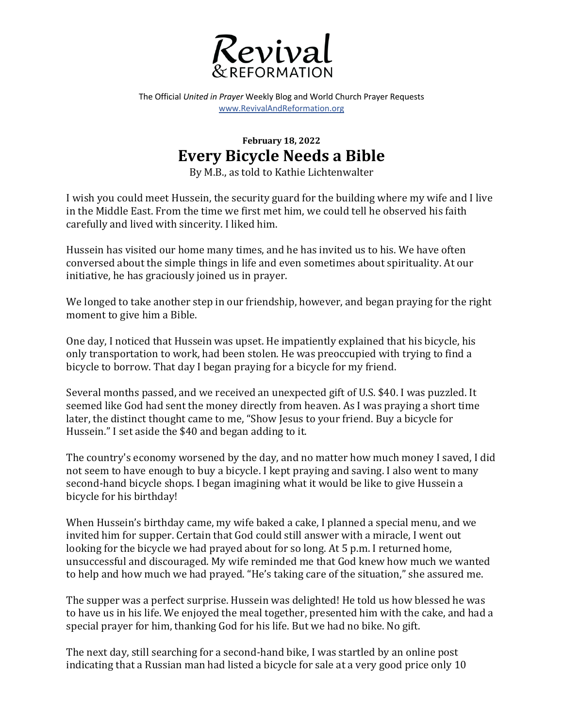# Revival & REFORMATION

The Official *United in Prayer* Weekly Blog and World Church Prayer Requests
www.RevivalAndReformation.org

**February 18, 2022**

## Every Bicycle Needs a Bible

By M.B., as told to Kathie Lichtenwalter

I wish you could meet Hussein, the security guard for the building where my wife and I live in the Middle East. From the time we first met him, we could tell he observed his faith carefully and lived with sincerity. I liked him.

Hussein has visited our home many times, and he has invited us to his. We have often conversed about the simple things in life and even sometimes about spirituality. At our initiative, he has graciously joined us in prayer.

We longed to take another step in our friendship, however, and began praying for the right moment to give him a Bible.

One day, I noticed that Hussein was upset. He impatiently explained that his bicycle, his only transportation to work, had been stolen. He was preoccupied with trying to find a bicycle to borrow. That day I began praying for a bicycle for my friend.

Several months passed, and we received an unexpected gift of U.S. $40. I was puzzled. It seemed like God had sent the money directly from heaven. As I was praying a short time later, the distinct thought came to me, "Show Jesus to your friend. Buy a bicycle for Hussein." I set aside the $40 and began adding to it.

The country's economy worsened by the day, and no matter how much money I saved, I did not seem to have enough to buy a bicycle. I kept praying and saving. I also went to many second-hand bicycle shops. I began imagining what it would be like to give Hussein a bicycle for his birthday!

When Hussein's birthday came, my wife baked a cake, I planned a special menu, and we invited him for supper. Certain that God could still answer with a miracle, I went out looking for the bicycle we had prayed about for so long. At 5 p.m. I returned home, unsuccessful and discouraged. My wife reminded me that God knew how much we wanted to help and how much we had prayed. "He's taking care of the situation," she assured me.

The supper was a perfect surprise. Hussein was delighted! He told us how blessed he was to have us in his life. We enjoyed the meal together, presented him with the cake, and had a special prayer for him, thanking God for his life. But we had no bike. No gift.

The next day, still searching for a second-hand bike, I was startled by an online post indicating that a Russian man had listed a bicycle for sale at a very good price only 10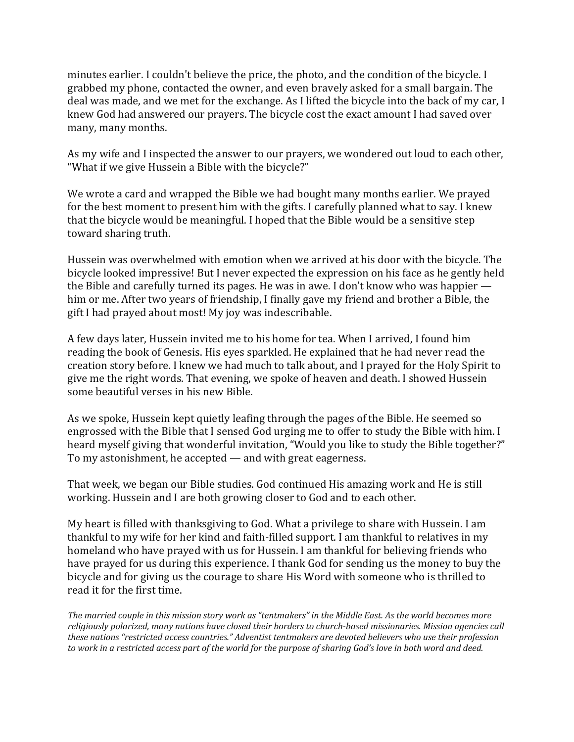minutes earlier. I couldn't believe the price, the photo, and the condition of the bicycle. I grabbed my phone, contacted the owner, and even bravely asked for a small bargain. The deal was made, and we met for the exchange. As I lifted the bicycle into the back of my car, I knew God had answered our prayers. The bicycle cost the exact amount I had saved over many, many months.

As my wife and I inspected the answer to our prayers, we wondered out loud to each other, "What if we give Hussein a Bible with the bicycle?"

We wrote a card and wrapped the Bible we had bought many months earlier. We prayed for the best moment to present him with the gifts. I carefully planned what to say. I knew that the bicycle would be meaningful. I hoped that the Bible would be a sensitive step toward sharing truth.

Hussein was overwhelmed with emotion when we arrived at his door with the bicycle. The bicycle looked impressive! But I never expected the expression on his face as he gently held the Bible and carefully turned its pages. He was in awe. I don't know who was happier — him or me. After two years of friendship, I finally gave my friend and brother a Bible, the gift I had prayed about most! My joy was indescribable.

A few days later, Hussein invited me to his home for tea. When I arrived, I found him reading the book of Genesis. His eyes sparkled. He explained that he had never read the creation story before. I knew we had much to talk about, and I prayed for the Holy Spirit to give me the right words. That evening, we spoke of heaven and death. I showed Hussein some beautiful verses in his new Bible.

As we spoke, Hussein kept quietly leafing through the pages of the Bible. He seemed so engrossed with the Bible that I sensed God urging me to offer to study the Bible with him. I heard myself giving that wonderful invitation, "Would you like to study the Bible together?" To my astonishment, he accepted — and with great eagerness.

That week, we began our Bible studies. God continued His amazing work and He is still working. Hussein and I are both growing closer to God and to each other.

My heart is filled with thanksgiving to God. What a privilege to share with Hussein. I am thankful to my wife for her kind and faith-filled support. I am thankful to relatives in my homeland who have prayed with us for Hussein. I am thankful for believing friends who have prayed for us during this experience. I thank God for sending us the money to buy the bicycle and for giving us the courage to share His Word with someone who is thrilled to read it for the first time.

*The married couple in this mission story work as "tentmakers" in the Middle East. As the world becomes more religiously polarized, many nations have closed their borders to church-based missionaries. Mission agencies call these nations "restricted access countries." Adventist tentmakers are devoted believers who use their profession to work in a restricted access part of the world for the purpose of sharing God's love in both word and deed.*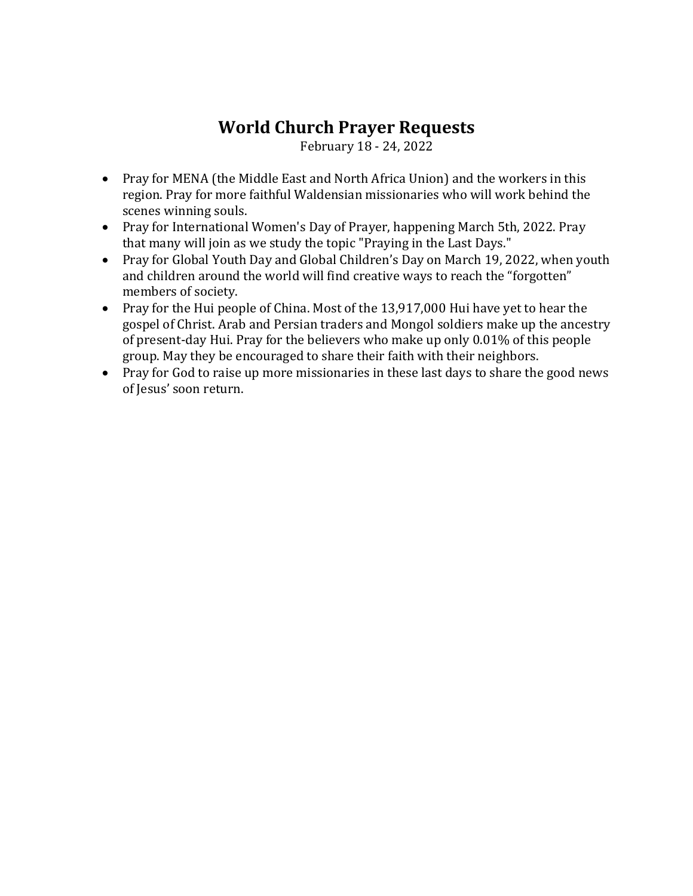# World Church Prayer Requests

February 18 - 24, 2022

- Pray for MENA (the Middle East and North Africa Union) and the workers in this region. Pray for more faithful Waldensian missionaries who will work behind the scenes winning souls.
- Pray for International Women's Day of Prayer, happening March 5th, 2022. Pray that many will join as we study the topic "Praying in the Last Days."
- Pray for Global Youth Day and Global Children's Day on March 19, 2022, when youth and children around the world will find creative ways to reach the "forgotten" members of society.
- Pray for the Hui people of China. Most of the 13,917,000 Hui have yet to hear the gospel of Christ. Arab and Persian traders and Mongol soldiers make up the ancestry of present-day Hui. Pray for the believers who make up only 0.01% of this people group. May they be encouraged to share their faith with their neighbors.
- Pray for God to raise up more missionaries in these last days to share the good news of Jesus' soon return.